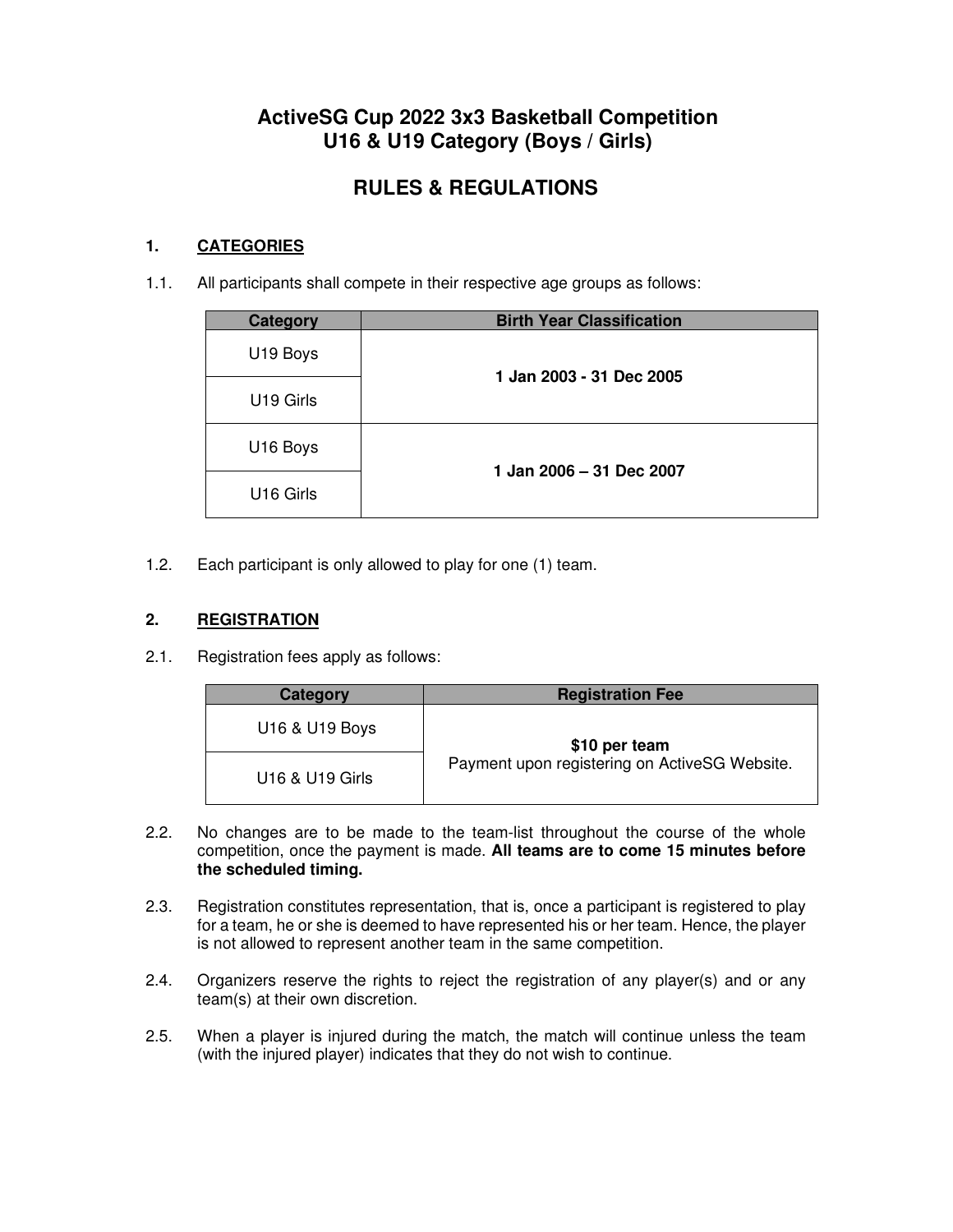# ActiveSG Cup 2022 3x3 Basketball Competition
# U16 & U19 Category (Boys / Girls)

## RULES & REGULATIONS

### 1. CATEGORIES

1.1. All participants shall compete in their respective age groups as follows:

| Category | Birth Year Classification |
|---|---|
| U19 Boys | **1 Jan 2003 - 31 Dec 2005** |
| U19 Girls | |
| U16 Boys | **1 Jan 2006 – 31 Dec 2007** |
| U16 Girls | |

1.2. Each participant is only allowed to play for one (1) team.

### 2. REGISTRATION

2.1. Registration fees apply as follows:

| Category | Registration Fee |
|---|---|
| U16 & U19 Boys | **$10 per team**<br>Payment upon registering on ActiveSG Website. |
| U16 & U19 Girls | |

2.2. No changes are to be made to the team-list throughout the course of the whole competition, once the payment is made. **All teams are to come 15 minutes before the scheduled timing.**

2.3. Registration constitutes representation, that is, once a participant is registered to play for a team, he or she is deemed to have represented his or her team. Hence, the player is not allowed to represent another team in the same competition.

2.4. Organizers reserve the rights to reject the registration of any player(s) and or any team(s) at their own discretion.

2.5. When a player is injured during the match, the match will continue unless the team (with the injured player) indicates that they do not wish to continue.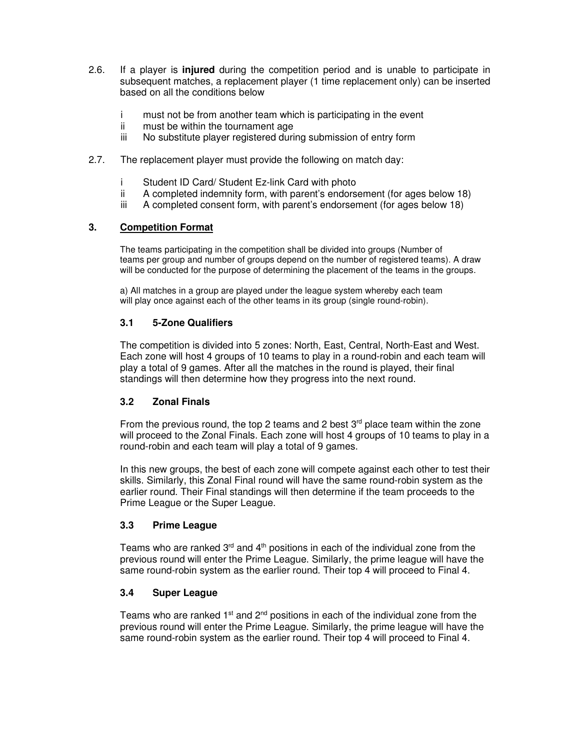2.6. If a player is **injured** during the competition period and is unable to participate in subsequent matches, a replacement player (1 time replacement only) can be inserted based on all the conditions below

- i must not be from another team which is participating in the event
- ii must be within the tournament age
- iii No substitute player registered during submission of entry form

2.7. The replacement player must provide the following on match day:

- i Student ID Card/ Student Ez-link Card with photo
- ii A completed indemnity form, with parent's endorsement (for ages below 18)
- iii A completed consent form, with parent's endorsement (for ages below 18)

## 3. Competition Format

The teams participating in the competition shall be divided into groups (Number of teams per group and number of groups depend on the number of registered teams). A draw will be conducted for the purpose of determining the placement of the teams in the groups.

a) All matches in a group are played under the league system whereby each team will play once against each of the other teams in its group (single round-robin).

### 3.1 5-Zone Qualifiers

The competition is divided into 5 zones: North, East, Central, North-East and West. Each zone will host 4 groups of 10 teams to play in a round-robin and each team will play a total of 9 games. After all the matches in the round is played, their final standings will then determine how they progress into the next round.

### 3.2 Zonal Finals

From the previous round, the top 2 teams and 2 best 3rd place team within the zone will proceed to the Zonal Finals. Each zone will host 4 groups of 10 teams to play in a round-robin and each team will play a total of 9 games.

In this new groups, the best of each zone will compete against each other to test their skills. Similarly, this Zonal Final round will have the same round-robin system as the earlier round. Their Final standings will then determine if the team proceeds to the Prime League or the Super League.

### 3.3 Prime League

Teams who are ranked 3rd and 4th positions in each of the individual zone from the previous round will enter the Prime League. Similarly, the prime league will have the same round-robin system as the earlier round. Their top 4 will proceed to Final 4.

### 3.4 Super League

Teams who are ranked 1st and 2nd positions in each of the individual zone from the previous round will enter the Prime League. Similarly, the prime league will have the same round-robin system as the earlier round. Their top 4 will proceed to Final 4.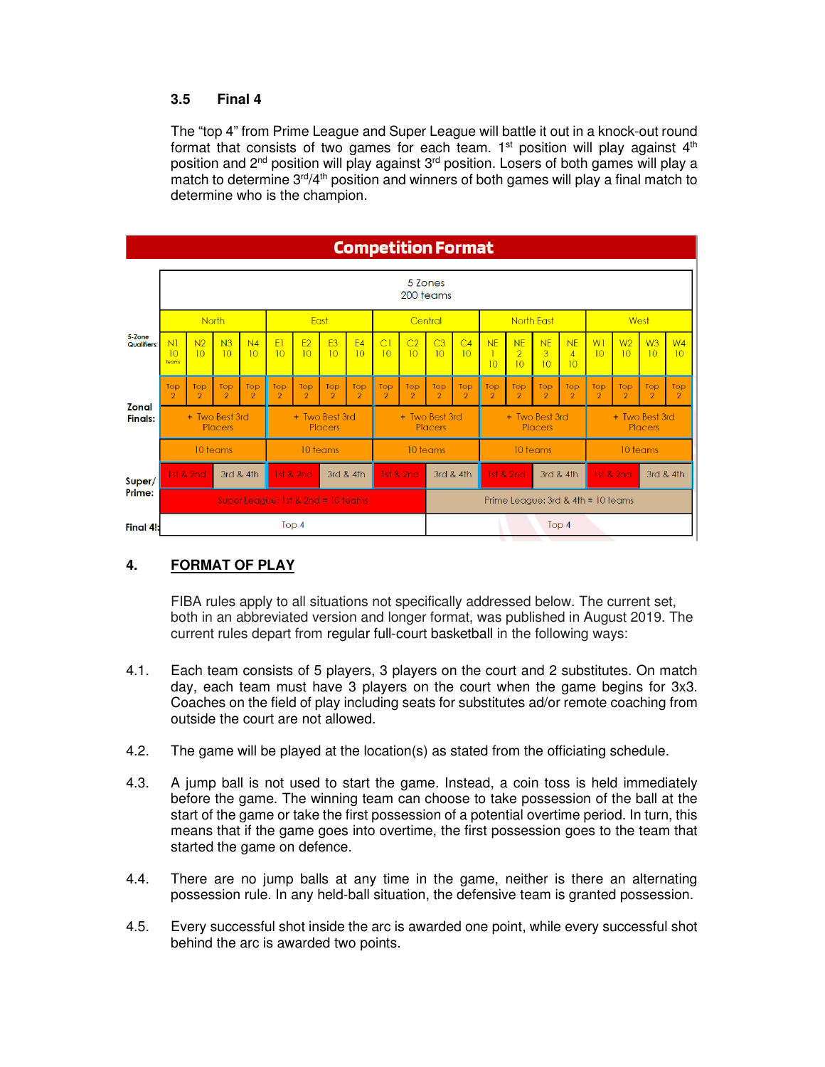### 3.5 Final 4

The "top 4" from Prime League and Super League will battle it out in a knock-out round format that consists of two games for each team. 1st position will play against 4th position and 2nd position will play against 3rd position. Losers of both games will play a match to determine 3rd/4th position and winners of both games will play a final match to determine who is the champion.

**Competition Format**

| | 5 Zones 200 teams | | | | | | | | | | | | | | | | | | | |
|---|---|---|---|---|---|---|---|---|---|---|---|---|---|---|---|---|---|---|---|---|
| | North | | | | East | | | | Central | | | | North East | | | | West | | | |
| 5-Zone Qualifiers: | N1 10 teams | N2 10 | N3 10 | N4 10 | E1 10 | E2 10 | E3 10 | E4 10 | C1 10 | C2 10 | C3 10 | C4 10 | NE 1 10 | NE 2 10 | NE 3 10 | NE 4 10 | W1 10 | W2 10 | W3 10 | W4 10 |
| Zonal Finals: | Top 2 | Top 2 | Top 2 | Top 2 | Top 2 | Top 2 | Top 2 | Top 2 | Top 2 | Top 2 | Top 2 | Top 2 | Top 2 | Top 2 | Top 2 | Top 2 | Top 2 | Top 2 | Top 2 | Top 2 |
| | + Two Best 3rd Placers | | | | + Two Best 3rd Placers | | | | + Two Best 3rd Placers | | | | + Two Best 3rd Placers | | | | + Two Best 3rd Placers | | | |
| | 10 teams | | | | 10 teams | | | | 10 teams | | | | 10 teams | | | | 10 teams | | | |
| Super/ Prime: | 1st & 2nd | | 3rd & 4th | | 1st & 2nd | | 3rd & 4th | | 1st & 2nd | | 3rd & 4th | | 1st & 2nd | | 3rd & 4th | | 1st & 2nd | | 3rd & 4th | |
| | Super League: 1st & 2nd = 10 teams | | | | | | | | | | Prime League: 3rd & 4th = 10 teams | | | | | | | | | |
| Final 4!: | Top 4 | | | | | | | | | | Top 4 | | | | | | | | | |

## 4. FORMAT OF PLAY

FIBA rules apply to all situations not specifically addressed below. The current set, both in an abbreviated version and longer format, was published in August 2019. The current rules depart from regular full-court basketball in the following ways:

4.1. Each team consists of 5 players, 3 players on the court and 2 substitutes. On match day, each team must have 3 players on the court when the game begins for 3x3. Coaches on the field of play including seats for substitutes ad/or remote coaching from outside the court are not allowed.

4.2. The game will be played at the location(s) as stated from the officiating schedule.

4.3. A jump ball is not used to start the game. Instead, a coin toss is held immediately before the game. The winning team can choose to take possession of the ball at the start of the game or take the first possession of a potential overtime period. In turn, this means that if the game goes into overtime, the first possession goes to the team that started the game on defence.

4.4. There are no jump balls at any time in the game, neither is there an alternating possession rule. In any held-ball situation, the defensive team is granted possession.

4.5. Every successful shot inside the arc is awarded one point, while every successful shot behind the arc is awarded two points.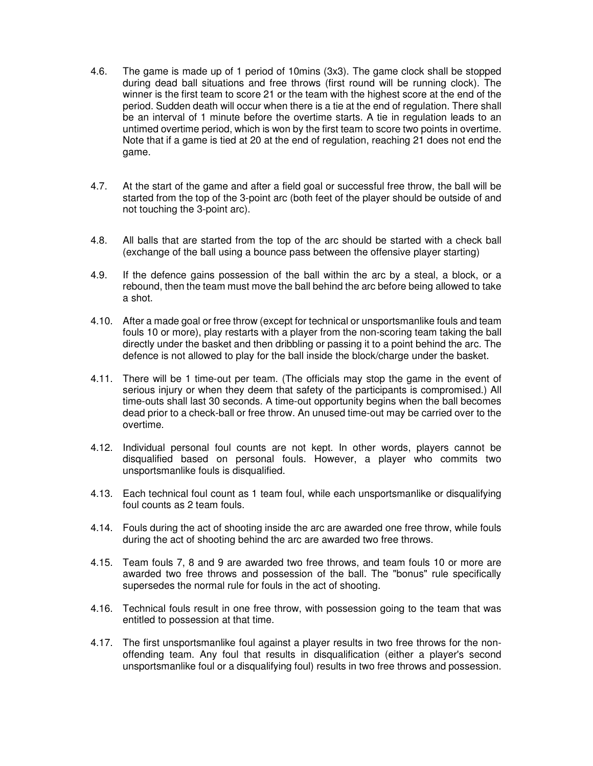4.6. The game is made up of 1 period of 10mins (3x3). The game clock shall be stopped during dead ball situations and free throws (first round will be running clock). The winner is the first team to score 21 or the team with the highest score at the end of the period. Sudden death will occur when there is a tie at the end of regulation. There shall be an interval of 1 minute before the overtime starts. A tie in regulation leads to an untimed overtime period, which is won by the first team to score two points in overtime. Note that if a game is tied at 20 at the end of regulation, reaching 21 does not end the game.

4.7. At the start of the game and after a field goal or successful free throw, the ball will be started from the top of the 3-point arc (both feet of the player should be outside of and not touching the 3-point arc).

4.8. All balls that are started from the top of the arc should be started with a check ball (exchange of the ball using a bounce pass between the offensive player starting)

4.9. If the defence gains possession of the ball within the arc by a steal, a block, or a rebound, then the team must move the ball behind the arc before being allowed to take a shot.

4.10. After a made goal or free throw (except for technical or unsportsmanlike fouls and team fouls 10 or more), play restarts with a player from the non-scoring team taking the ball directly under the basket and then dribbling or passing it to a point behind the arc. The defence is not allowed to play for the ball inside the block/charge under the basket.

4.11. There will be 1 time-out per team. (The officials may stop the game in the event of serious injury or when they deem that safety of the participants is compromised.) All time-outs shall last 30 seconds. A time-out opportunity begins when the ball becomes dead prior to a check-ball or free throw. An unused time-out may be carried over to the overtime.

4.12. Individual personal foul counts are not kept. In other words, players cannot be disqualified based on personal fouls. However, a player who commits two unsportsmanlike fouls is disqualified.

4.13. Each technical foul count as 1 team foul, while each unsportsmanlike or disqualifying foul counts as 2 team fouls.

4.14. Fouls during the act of shooting inside the arc are awarded one free throw, while fouls during the act of shooting behind the arc are awarded two free throws.

4.15. Team fouls 7, 8 and 9 are awarded two free throws, and team fouls 10 or more are awarded two free throws and possession of the ball. The "bonus" rule specifically supersedes the normal rule for fouls in the act of shooting.

4.16. Technical fouls result in one free throw, with possession going to the team that was entitled to possession at that time.

4.17. The first unsportsmanlike foul against a player results in two free throws for the non-offending team. Any foul that results in disqualification (either a player's second unsportsmanlike foul or a disqualifying foul) results in two free throws and possession.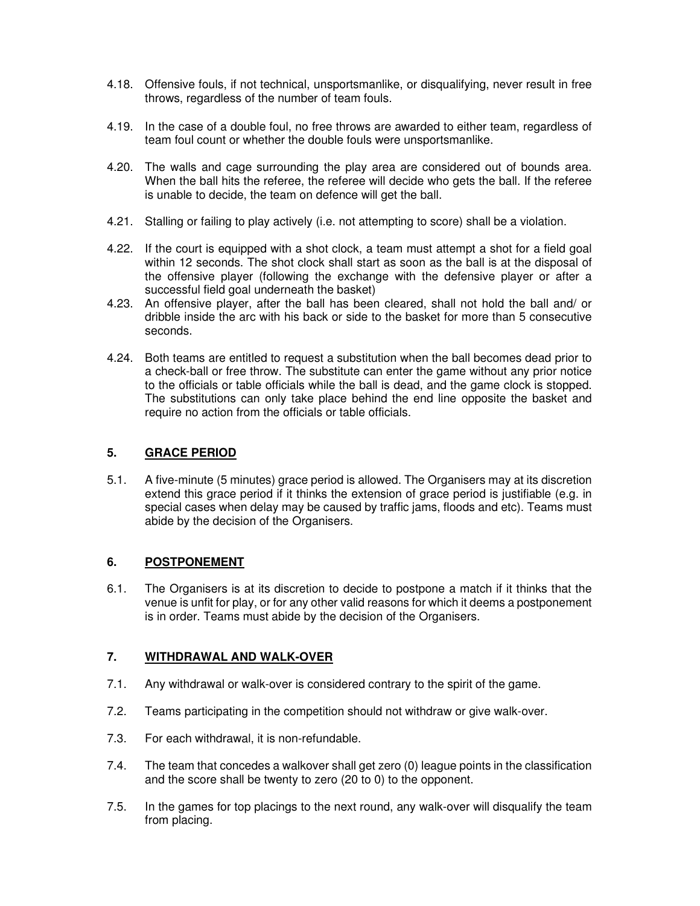4.18. Offensive fouls, if not technical, unsportsmanlike, or disqualifying, never result in free throws, regardless of the number of team fouls.

4.19. In the case of a double foul, no free throws are awarded to either team, regardless of team foul count or whether the double fouls were unsportsmanlike.

4.20. The walls and cage surrounding the play area are considered out of bounds area. When the ball hits the referee, the referee will decide who gets the ball. If the referee is unable to decide, the team on defence will get the ball.

4.21. Stalling or failing to play actively (i.e. not attempting to score) shall be a violation.

4.22. If the court is equipped with a shot clock, a team must attempt a shot for a field goal within 12 seconds. The shot clock shall start as soon as the ball is at the disposal of the offensive player (following the exchange with the defensive player or after a successful field goal underneath the basket)

4.23. An offensive player, after the ball has been cleared, shall not hold the ball and/ or dribble inside the arc with his back or side to the basket for more than 5 consecutive seconds.

4.24. Both teams are entitled to request a substitution when the ball becomes dead prior to a check-ball or free throw. The substitute can enter the game without any prior notice to the officials or table officials while the ball is dead, and the game clock is stopped. The substitutions can only take place behind the end line opposite the basket and require no action from the officials or table officials.

## 5. GRACE PERIOD

5.1. A five-minute (5 minutes) grace period is allowed. The Organisers may at its discretion extend this grace period if it thinks the extension of grace period is justifiable (e.g. in special cases when delay may be caused by traffic jams, floods and etc). Teams must abide by the decision of the Organisers.

## 6. POSTPONEMENT

6.1. The Organisers is at its discretion to decide to postpone a match if it thinks that the venue is unfit for play, or for any other valid reasons for which it deems a postponement is in order. Teams must abide by the decision of the Organisers.

## 7. WITHDRAWAL AND WALK-OVER

7.1. Any withdrawal or walk-over is considered contrary to the spirit of the game.

7.2. Teams participating in the competition should not withdraw or give walk-over.

7.3. For each withdrawal, it is non-refundable.

7.4. The team that concedes a walkover shall get zero (0) league points in the classification and the score shall be twenty to zero (20 to 0) to the opponent.

7.5. In the games for top placings to the next round, any walk-over will disqualify the team from placing.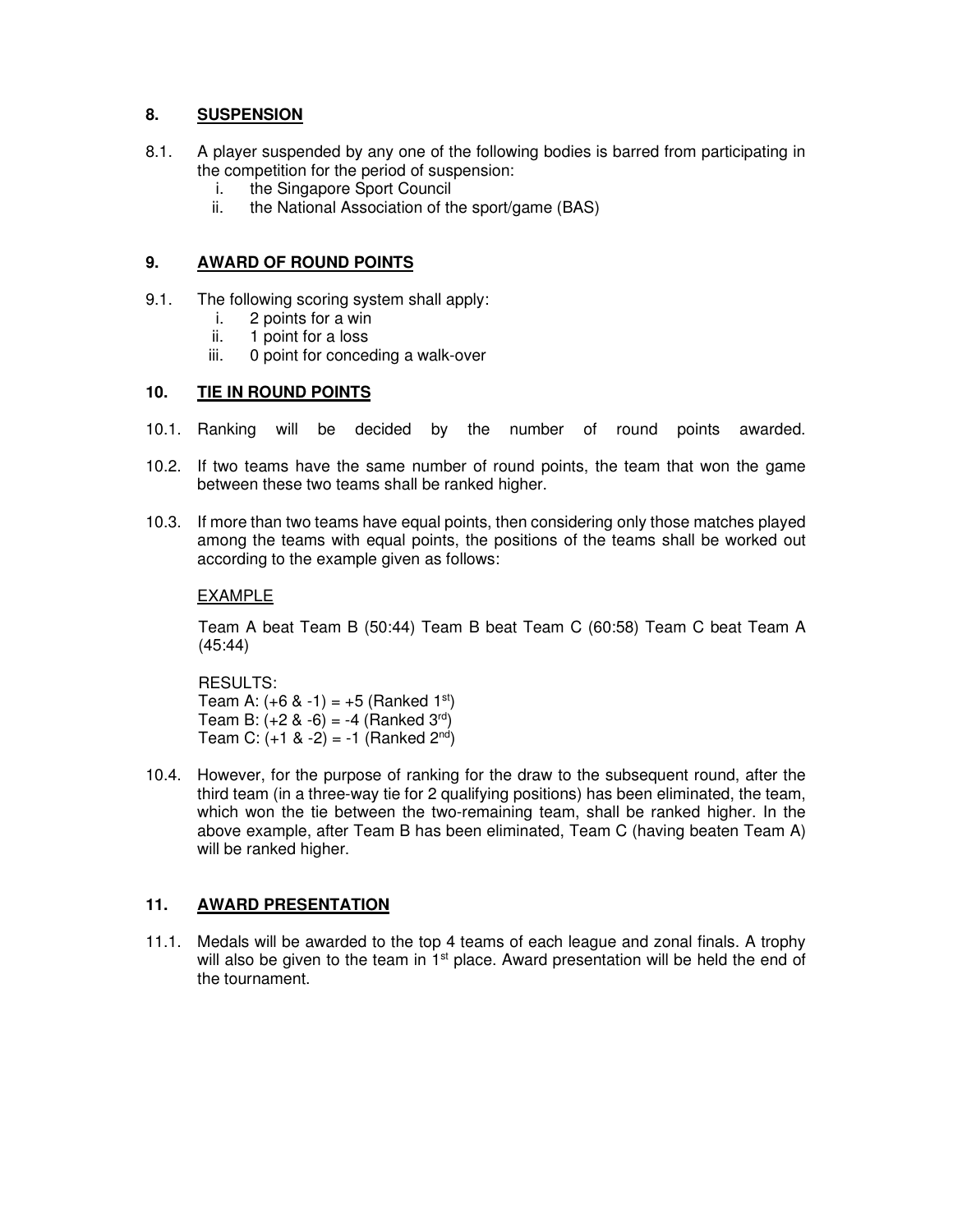## 8. SUSPENSION

8.1. A player suspended by any one of the following bodies is barred from participating in the competition for the period of suspension:

   i. the Singapore Sport Council
   ii. the National Association of the sport/game (BAS)

## 9. AWARD OF ROUND POINTS

9.1. The following scoring system shall apply:

   i. 2 points for a win
   ii. 1 point for a loss
   iii. 0 point for conceding a walk-over

## 10. TIE IN ROUND POINTS

10.1. Ranking will be decided by the number of round points awarded.

10.2. If two teams have the same number of round points, the team that won the game between these two teams shall be ranked higher.

10.3. If more than two teams have equal points, then considering only those matches played among the teams with equal points, the positions of the teams shall be worked out according to the example given as follows:

EXAMPLE

Team A beat Team B (50:44) Team B beat Team C (60:58) Team C beat Team A (45:44)

RESULTS:
Team A: (+6 & -1) = +5 (Ranked 1st)
Team B: (+2 & -6) = -4 (Ranked 3rd)
Team C: (+1 & -2) = -1 (Ranked 2nd)

10.4. However, for the purpose of ranking for the draw to the subsequent round, after the third team (in a three-way tie for 2 qualifying positions) has been eliminated, the team, which won the tie between the two-remaining team, shall be ranked higher. In the above example, after Team B has been eliminated, Team C (having beaten Team A) will be ranked higher.

## 11. AWARD PRESENTATION

11.1. Medals will be awarded to the top 4 teams of each league and zonal finals. A trophy will also be given to the team in 1st place. Award presentation will be held the end of the tournament.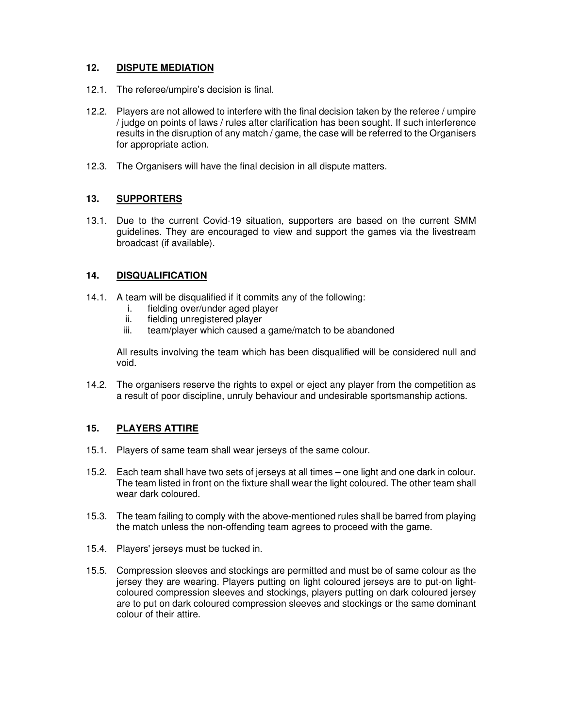## 12. DISPUTE MEDIATION

12.1. The referee/umpire's decision is final.

12.2. Players are not allowed to interfere with the final decision taken by the referee / umpire / judge on points of laws / rules after clarification has been sought. If such interference results in the disruption of any match / game, the case will be referred to the Organisers for appropriate action.

12.3. The Organisers will have the final decision in all dispute matters.

## 13. SUPPORTERS

13.1. Due to the current Covid-19 situation, supporters are based on the current SMM guidelines. They are encouraged to view and support the games via the livestream broadcast (if available).

## 14. DISQUALIFICATION

14.1. A team will be disqualified if it commits any of the following:

i. fielding over/under aged player
ii. fielding unregistered player
iii. team/player which caused a game/match to be abandoned

All results involving the team which has been disqualified will be considered null and void.

14.2. The organisers reserve the rights to expel or eject any player from the competition as a result of poor discipline, unruly behaviour and undesirable sportsmanship actions.

## 15. PLAYERS ATTIRE

15.1. Players of same team shall wear jerseys of the same colour.

15.2. Each team shall have two sets of jerseys at all times – one light and one dark in colour. The team listed in front on the fixture shall wear the light coloured. The other team shall wear dark coloured.

15.3. The team failing to comply with the above-mentioned rules shall be barred from playing the match unless the non-offending team agrees to proceed with the game.

15.4. Players' jerseys must be tucked in.

15.5. Compression sleeves and stockings are permitted and must be of same colour as the jersey they are wearing. Players putting on light coloured jerseys are to put-on light-coloured compression sleeves and stockings, players putting on dark coloured jersey are to put on dark coloured compression sleeves and stockings or the same dominant colour of their attire.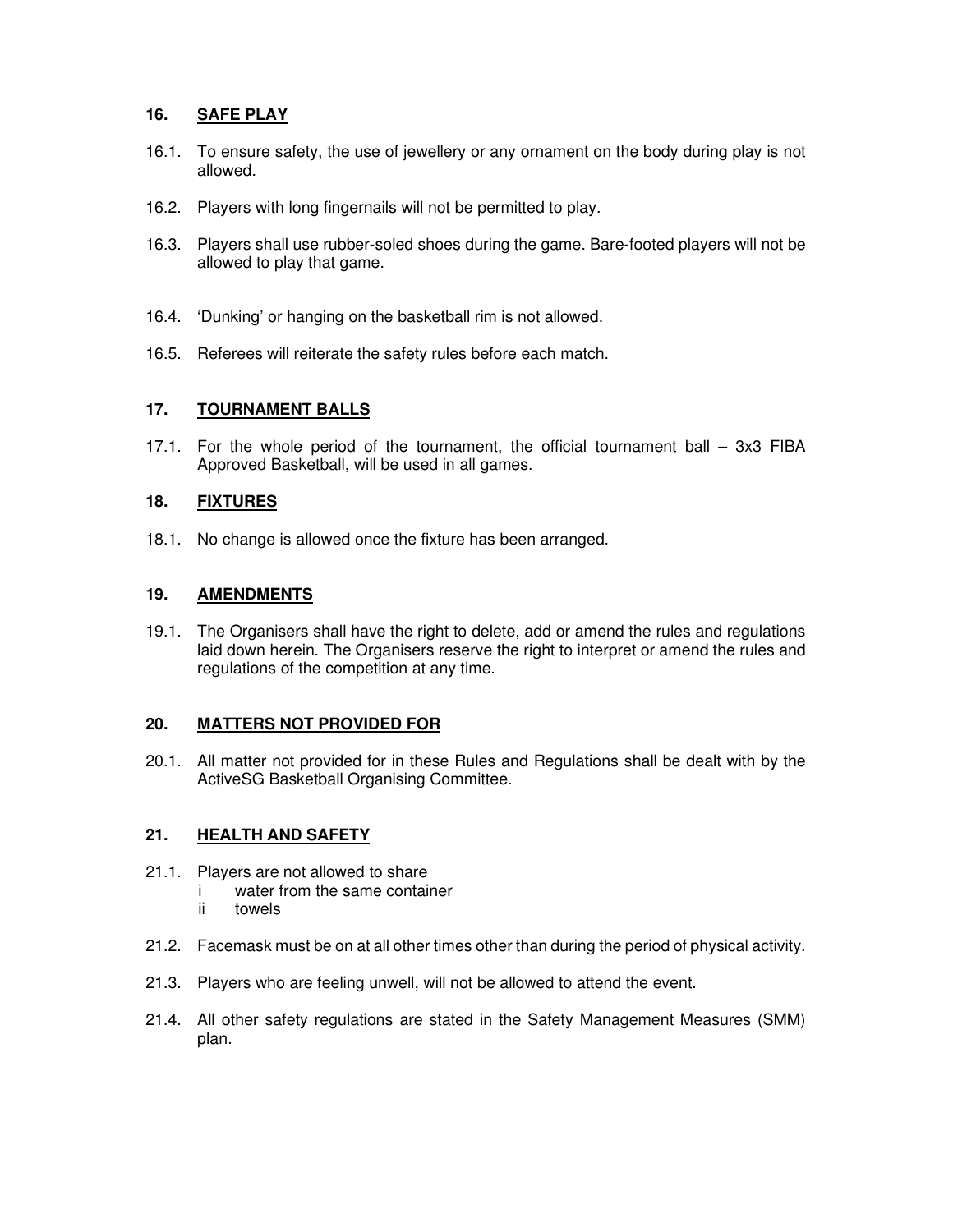## 16. SAFE PLAY

16.1. To ensure safety, the use of jewellery or any ornament on the body during play is not allowed.

16.2. Players with long fingernails will not be permitted to play.

16.3. Players shall use rubber-soled shoes during the game. Bare-footed players will not be allowed to play that game.

16.4. 'Dunking' or hanging on the basketball rim is not allowed.

16.5. Referees will reiterate the safety rules before each match.

## 17. TOURNAMENT BALLS

17.1. For the whole period of the tournament, the official tournament ball – 3x3 FIBA Approved Basketball, will be used in all games.

## 18. FIXTURES

18.1. No change is allowed once the fixture has been arranged.

## 19. AMENDMENTS

19.1. The Organisers shall have the right to delete, add or amend the rules and regulations laid down herein. The Organisers reserve the right to interpret or amend the rules and regulations of the competition at any time.

## 20. MATTERS NOT PROVIDED FOR

20.1. All matter not provided for in these Rules and Regulations shall be dealt with by the ActiveSG Basketball Organising Committee.

## 21. HEALTH AND SAFETY

21.1. Players are not allowed to share
   i water from the same container
   ii towels

21.2. Facemask must be on at all other times other than during the period of physical activity.

21.3. Players who are feeling unwell, will not be allowed to attend the event.

21.4. All other safety regulations are stated in the Safety Management Measures (SMM) plan.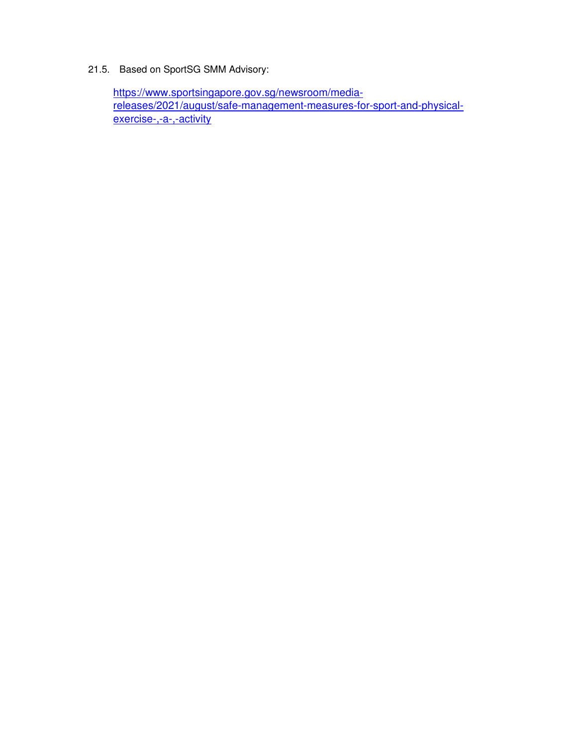21.5. Based on SportSG SMM Advisory:

[https://www.sportsingapore.gov.sg/newsroom/media-releases/2021/august/safe-management-measures-for-sport-and-physical-exercise-,-a-,-activity](https://www.sportsingapore.gov.sg/newsroom/media-releases/2021/august/safe-management-measures-for-sport-and-physical-exercise-,-a-,-activity)